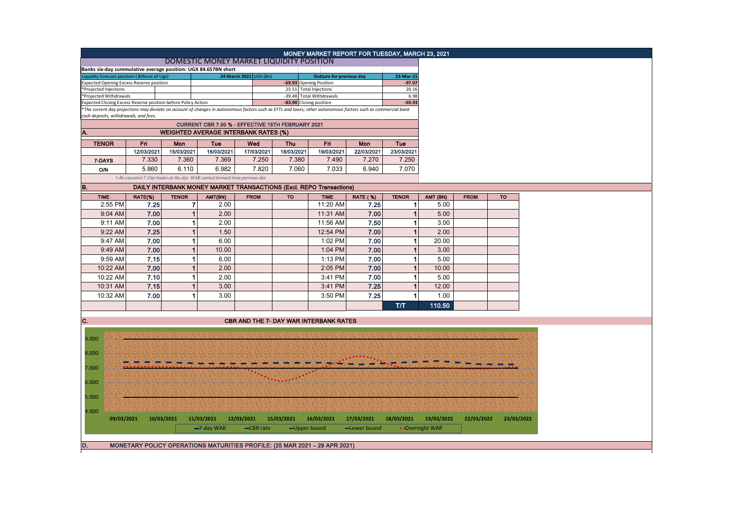# MONEY MARKET REPORT FOR TUESDAY, MARCH 23, 2021

## DOMESTIC MONEY MARKET LIQUIDITY POSITION

**Banks six-day cummulative average position: UGX 84.657BN short**

| Liquidity forecast position ( Billions of Ugx) | 24 March 2021 UGX (Bn) | Outturn for previous day | 23-Mar-21 |
|---|---|---|---|
| Expected Opening Excess Reserve position | -69.93 | Opening Position | -97.07 |
| *Projected Injections | 25.51 | Total Injections | 20.16 |
| *Projected Withdrawals | -39.48 | Total Withdrawals | 6.98 |
| Expected Closing Excess Reserve position before Policy Action | -83.90 | Closing position | -69.93 |

*The current day projections may deviate on account of changes in autonomous factors such as EFTs and taxes; other autonomous factors such as commercial bank cash deposits, withdrawals, and fees.

### CURRENT CBR 7.00 % - EFFECTIVE 15TH FEBRUARY 2021

### A. WEIGHTED AVERAGE INTERBANK RATES (%)

| TENOR | Fri | Mon | Tue | Wed | Thu | Fri | Mon | Tue |
|---|---|---|---|---|---|---|---|---|
| | 12/03/2021 | 15/03/2021 | 16/03/2021 | 17/03/2021 | 18/03/2021 | 19/03/2021 | 22/03/2021 | 23/03/2021 |
| 7-DAYS | 7.330 | 7.360 | 7.369 | 7.250 | 7.380 | 7.490 | 7.270 | 7.250 |
| O/N | 5.860 | 6.110 | 6.982 | 7.820 | 7.060 | 7.033 | 6.940 | 7.070 |

*-No executed 7-Day trades on the day. WAR carried forward from previous day

### B. DAILY INTERBANK MONEY MARKET TRANSACTIONS (Excl. REPO Transactions)

| TIME | RATE(%) | TENOR | AMT(BN) | FROM | TO | TIME | RATE (%) | TENOR | AMT (BN) | FROM | TO |
|---|---|---|---|---|---|---|---|---|---|---|---|
| 2:55 PM | 7.25 | 7 | 2.00 | | | 11:20 AM | 7.25 | 1 | 5.00 | | |
| 9:04 AM | 7.00 | 1 | 2.00 | | | 11:31 AM | 7.00 | 1 | 5.00 | | |
| 9:11 AM | 7.00 | 1 | 2.00 | | | 11:56 AM | 7.50 | 1 | 3.00 | | |
| 9:22 AM | 7.25 | 1 | 1.50 | | | 12:54 PM | 7.00 | 1 | 2.00 | | |
| 9:47 AM | 7.00 | 1 | 6.00 | | | 1:02 PM | 7.00 | 1 | 20.00 | | |
| 9:49 AM | 7.00 | 1 | 10.00 | | | 1:04 PM | 7.00 | 1 | 3.00 | | |
| 9:59 AM | 7.15 | 1 | 6.00 | | | 1:13 PM | 7.00 | 1 | 5.00 | | |
| 10:22 AM | 7.00 | 1 | 2.00 | | | 2:05 PM | 7.00 | 1 | 10.00 | | |
| 10:22 AM | 7.10 | 1 | 2.00 | | | 3:41 PM | 7.00 | 1 | 5.00 | | |
| 10:31 AM | 7.15 | 1 | 3.00 | | | 3:41 PM | 7.25 | 1 | 12.00 | | |
| 10:32 AM | 7.00 | 1 | 3.00 | | | 3:50 PM | 7.25 | 1 | 1.00 | | |
| | | | | | | | | T/T | 110.50 | | |

### C. CBR AND THE 7- DAY WAR INTERBANK RATES

### D. MONETARY POLICY OPERATIONS MATURITIES PROFILE: (25 MAR 2021 – 29 APR 2021)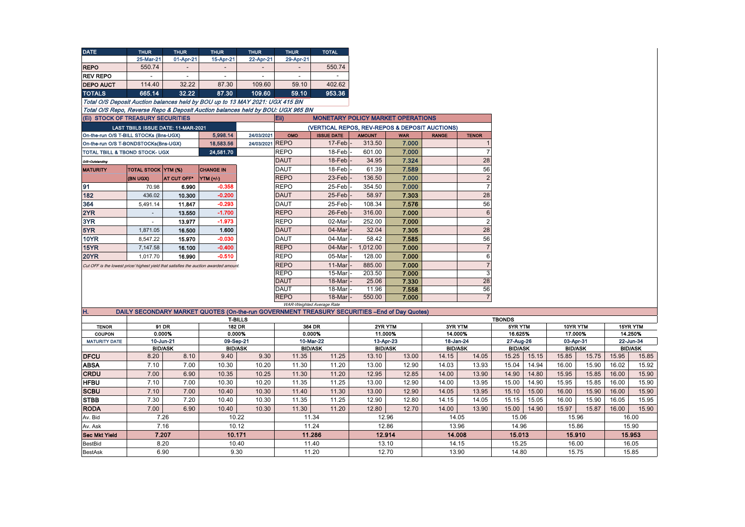| DATE | THUR | THUR | THUR | THUR | THUR | TOTAL |
|---|---|---|---|---|---|---|
| | 25-Mar-21 | 01-Apr-21 | 15-Apr-21 | 22-Apr-21 | 29-Apr-21 | |
| REPO | 550.74 | - | - | - | - | 550.74 |
| REV REPO | - | - | - | - | - | - |
| DEPO AUCT | 114.40 | 32.22 | 87.30 | 109.60 | 59.10 | 402.62 |
| TOTALS | 665.14 | 32.22 | 87.30 | 109.60 | 59.10 | 953.36 |

*Total O/S Deposit Auction balances held by BOU up to 13 MAY 2021: UGX 415 BN*

*Total O/S Repo, Reverse Repo & Deposit Auction balances held by BOU: UGX 965 BN*

## (Ei) STOCK OF TREASURY SECURITIES

| LAST TBIILS ISSUE DATE: 11-MAR-2021 | | | |
|---|---|---|---|
| On-the-run O/S T-BILL STOCKs (Bns-UGX) | | 5,998.14 | 24/03/2021 |
| On-the-run O/S T-BONDSTOCKs(Bns-UGX) | | 18,583.56 | 24/03/2021 |
| TOTAL TBILL & TBOND STOCK- UGX | | 24,581.70 | |

O/S=Outstanding

| MATURITY | TOTAL STOCK (BN UGX) | YTM (%) AT CUT OFF* | CHANGE IN YTM (+/-) |
|---|---|---|---|
| 91 | 70.98 | 6.990 | -0.358 |
| 182 | 436.02 | 10.300 | -0.200 |
| 364 | 5,491.14 | 11.847 | -0.293 |
| 2YR | - | 13.550 | -1.700 |
| 3YR | - | 13.977 | -1.973 |
| 5YR | 1,871.05 | 16.500 | 1.600 |
| 10YR | 8,547.22 | 15.970 | -0.030 |
| 15YR | 7,147.58 | 16.100 | -0.400 |
| 20YR | 1,017.70 | 16.990 | -0.510 |

*Cut OFF is the lowest price/ highest yield that satisfies the auction awarded amount.*

## Eii) MONETARY POLICY MARKET OPERATIONS

(VERTICAL REPOS, REV-REPOS & DEPOSIT AUCTIONS)

| OMO | ISSUE DATE | AMOUNT | WAR | RANGE | TENOR |
|---|---|---|---|---|---|
| REPO | 17-Feb | 313.50 | 7.000 | | 1 |
| REPO | 18-Feb | 601.00 | 7.000 | | 7 |
| DAUT | 18-Feb | 34.95 | 7.324 | | 28 |
| DAUT | 18-Feb | 61.39 | 7.589 | | 56 |
| REPO | 23-Feb | 136.50 | 7.000 | | 2 |
| REPO | 25-Feb | 354.50 | 7.000 | | 7 |
| DAUT | 25-Feb | 58.97 | 7.303 | | 28 |
| DAUT | 25-Feb | 108.34 | 7.576 | | 56 |
| REPO | 26-Feb | 316.00 | 7.000 | | 6 |
| REPO | 02-Mar | 252.00 | 7.000 | | 2 |
| DAUT | 04-Mar | 32.04 | 7.305 | | 28 |
| DAUT | 04-Mar | 58.42 | 7.585 | | 56 |
| REPO | 04-Mar | 1,012.00 | 7.000 | | 7 |
| REPO | 05-Mar | 128.00 | 7.000 | | 6 |
| REPO | 11-Mar | 885.00 | 7.000 | | 7 |
| REPO | 15-Mar | 203.50 | 7.000 | | 3 |
| DAUT | 18-Mar | 25.06 | 7.330 | | 28 |
| DAUT | 18-Mar | 11.96 | 7.558 | | 56 |
| REPO | 18-Mar | 550.00 | 7.000 | | 7 |

*WAR-Weighted Average Rate*

## H. DAILY SECONDARY MARKET QUOTES (On-the-run GOVERNMENT TREASURY SECURITIES –End of Day Quotes)

| | T-BILLS | | | | | | TBONDS | | | | | | | | | |
|---|---|---|---|---|---|---|---|---|---|---|---|---|---|---|---|---|
| TENOR | 91 DR | | 182 DR | | 364 DR | | 2YR YTM | | 3YR YTM | | 5YR YTM | | 10YR YTM | | 15YR YTM | |
| COUPON | 0.000% | | 0.000% | | 0.000% | | 11.000% | | 14.000% | | 16.625% | | 17.000% | | 14.250% | |
| MATURITY DATE | 10-Jun-21 | | 09-Sep-21 | | 10-Mar-22 | | 13-Apr-23 | | 18-Jan-24 | | 27-Aug-26 | | 03-Apr-31 | | 22-Jun-34 | |
| | BID/ASK | | BID/ASK | | BID/ASK | | BID/ASK | | BID/ASK | | BID/ASK | | BID/ASK | | BID/ASK | |
| DFCU | 8.20 | 8.10 | 9.40 | 9.30 | 11.35 | 11.25 | 13.10 | 13.00 | 14.15 | 14.05 | 15.25 | 15.15 | 15.85 | 15.75 | 15.95 | 15.85 |
| ABSA | 7.10 | 7.00 | 10.30 | 10.20 | 11.30 | 11.20 | 13.00 | 12.90 | 14.03 | 13.93 | 15.04 | 14.94 | 16.00 | 15.90 | 16.02 | 15.92 |
| CRDU | 7.00 | 6.90 | 10.35 | 10.25 | 11.30 | 11.20 | 12.95 | 12.85 | 14.00 | 13.90 | 14.90 | 14.80 | 15.95 | 15.85 | 16.00 | 15.90 |
| HFBU | 7.10 | 7.00 | 10.30 | 10.20 | 11.35 | 11.25 | 13.00 | 12.90 | 14.00 | 13.95 | 15.00 | 14.90 | 15.95 | 15.85 | 16.00 | 15.90 |
| SCBU | 7.10 | 7.00 | 10.40 | 10.30 | 11.40 | 11.30 | 13.00 | 12.90 | 14.05 | 13.95 | 15.10 | 15.00 | 16.00 | 15.90 | 16.00 | 15.90 |
| STBB | 7.30 | 7.20 | 10.40 | 10.30 | 11.35 | 11.25 | 12.90 | 12.80 | 14.15 | 14.05 | 15.15 | 15.05 | 16.00 | 15.90 | 16.05 | 15.95 |
| RODA | 7.00 | 6.90 | 10.40 | 10.30 | 11.30 | 11.20 | 12.80 | 12.70 | 14.00 | 13.90 | 15.00 | 14.90 | 15.97 | 15.87 | 16.00 | 15.90 |
| Av. Bid | 7.26 | | 10.22 | | 11.34 | | 12.96 | | 14.05 | | 15.06 | | 15.96 | | 16.00 | |
| Av. Ask | 7.16 | | 10.12 | | 11.24 | | 12.86 | | 13.96 | | 14.96 | | 15.86 | | 15.90 | |
| Sec Mkt Yield | 7.207 | | 10.171 | | 11.286 | | 12.914 | | 14.008 | | 15.013 | | 15.910 | | 15.953 | |
| BestBid | 8.20 | | 10.40 | | 11.40 | | 13.10 | | 14.15 | | 15.25 | | 16.00 | | 16.05 | |
| BestAsk | 6.90 | | 9.30 | | 11.20 | | 12.70 | | 13.90 | | 14.80 | | 15.75 | | 15.85 | |